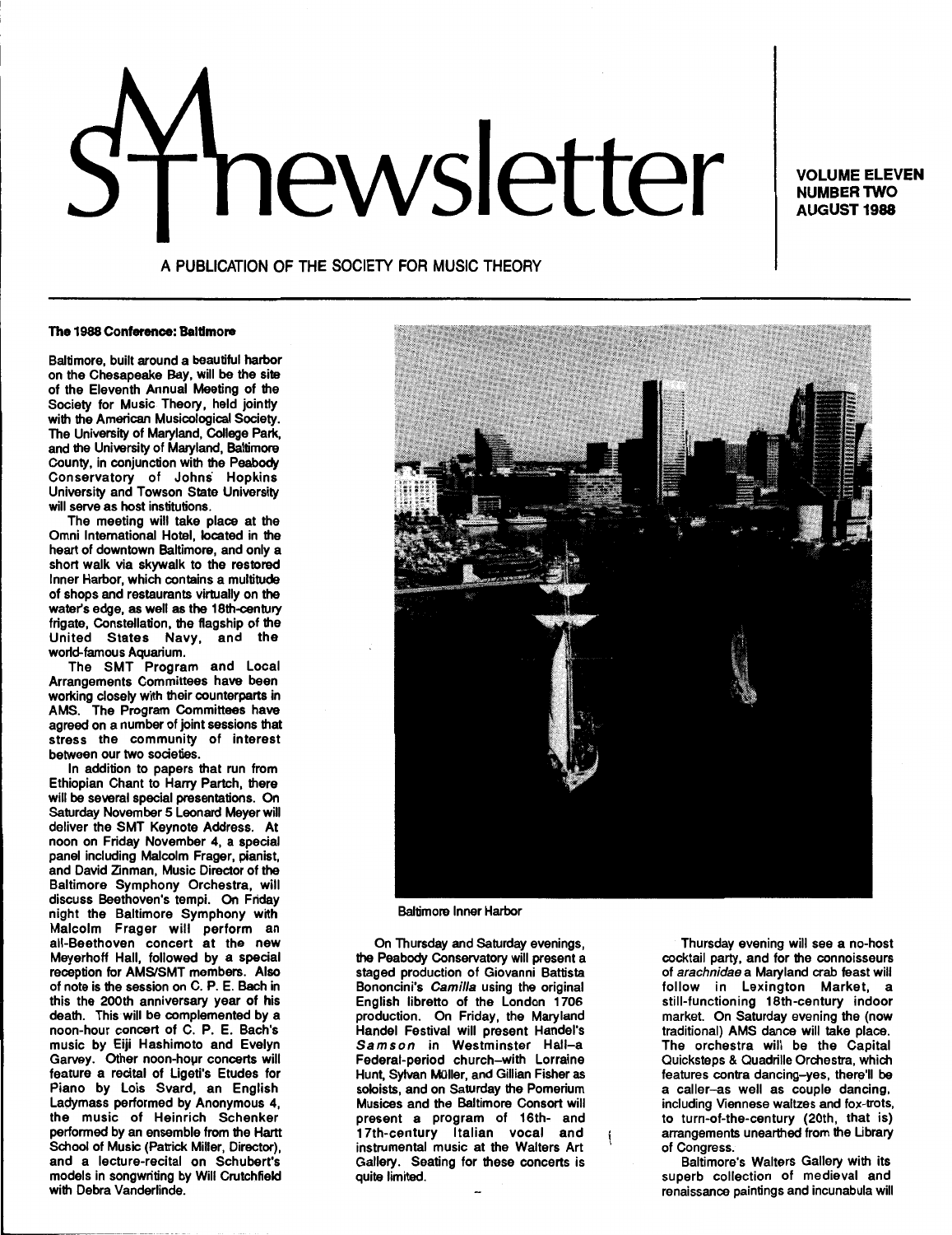# SMT newsletter

**VOLUME ELEVEN**
**NUMBER TWO**
**AUGUST 1988**

A PUBLICATION OF THE SOCIETY FOR MUSIC THEORY

## The 1988 Conference: Baltimore

Baltimore, built around a beautiful harbor on the Chesapeake Bay, will be the site of the Eleventh Annual Meeting of the Society for Music Theory, held jointly with the American Musicological Society. The University of Maryland, College Park, and the University of Maryland, Baltimore County, in conjunction with the Peabody Conservatory of Johns Hopkins University and Towson State University will serve as host institutions.

The meeting will take place at the Omni International Hotel, located in the heart of downtown Baltimore, and only a short walk via skywalk to the restored Inner Harbor, which contains a multitude of shops and restaurants virtually on the water's edge, as well as the 18th-century frigate, Constellation, the flagship of the United States Navy, and the world-famous Aquarium.

The SMT Program and Local Arrangements Committees have been working closely with their counterparts in AMS. The Program Committees have agreed on a number of joint sessions that stress the community of interest between our two societies.

In addition to papers that run from Ethiopian Chant to Harry Partch, there will be several special presentations. On Saturday November 5 Leonard Meyer will deliver the SMT Keynote Address. At noon on Friday November 4, a special panel including Malcolm Frager, pianist, and David Zinman, Music Director of the Baltimore Symphony Orchestra, will discuss Beethoven's tempi. On Friday night the Baltimore Symphony with Malcolm Frager will perform an all-Beethoven concert at the new Meyerhoff Hall, followed by a special reception for AMS/SMT members. Also of note is the session on C. P. E. Bach in this the 200th anniversary year of his death. This will be complemented by a noon-hour concert of C. P. E. Bach's music by Eiji Hashimoto and Evelyn Garvey. Other noon-hour concerts will feature a recital of Ligeti's Etudes for Piano by Lois Svard, an English Ladymass performed by Anonymous 4, the music of Heinrich Schenker performed by an ensemble from the Hartt School of Music (Patrick Miller, Director), and a lecture-recital on Schubert's models in songwriting by Will Crutchfield with Debra Vanderlinde.

Baltimore Inner Harbor

On Thursday and Saturday evenings, the Peabody Conservatory will present a staged production of Giovanni Battista Bononcini's *Camilla* using the original English libretto of the London 1706 production. On Friday, the Maryland Handel Festival will present Handel's *Samson* in Westminster Hall–a Federal-period church–with Lorraine Hunt, Sylvan Müller, and Gillian Fisher as soloists, and on Saturday the Pomerium Musices and the Baltimore Consort will present a program of 16th- and 17th-century Italian vocal and instrumental music at the Walters Art Gallery. Seating for these concerts is quite limited.

Thursday evening will see a no-host cocktail party, and for the connoisseurs of *arachnidae* a Maryland crab feast will follow in Lexington Market, a still-functioning 18th-century indoor market. On Saturday evening the (now traditional) AMS dance will take place. The orchestra will be the Capital Quicksteps & Quadrille Orchestra, which features contra dancing–yes, there'll be a caller–as well as couple dancing, including Viennese waltzes and fox-trots, to turn-of-the-century (20th, that is) arrangements unearthed from the Library of Congress.

Baltimore's Walters Gallery with its superb collection of medieval and renaissance paintings and incunabula will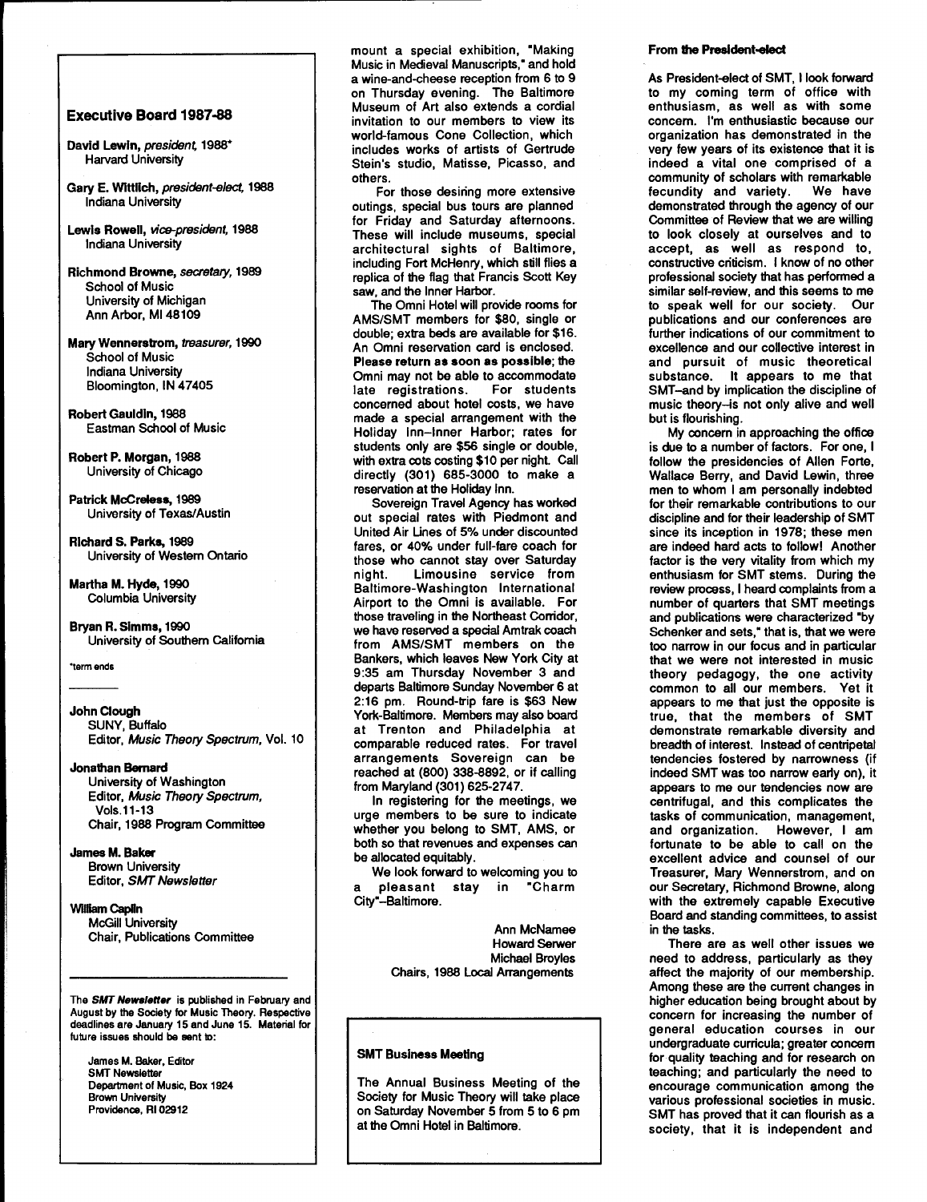## Executive Board 1987-88

**David Lewin**, *president*, 1988*
Harvard University

**Gary E. Wittlich**, *president-elect*, 1988
Indiana University

**Lewis Rowell**, *vice-president*, 1988
Indiana University

**Richmond Browne**, *secretary*, 1989
School of Music
University of Michigan
Ann Arbor, MI 48109

**Mary Wennerstrom**, *treasurer*, 1990
School of Music
Indiana University
Bloomington, IN 47405

**Robert Gauldin**, 1988
Eastman School of Music

**Robert P. Morgan**, 1988
University of Chicago

**Patrick McCreless**, 1989
University of Texas/Austin

**Richard S. Parks**, 1989
University of Western Ontario

**Martha M. Hyde**, 1990
Columbia University

**Bryan R. Simms**, 1990
University of Southern California

*term ends

---

**John Clough**
SUNY, Buffalo
Editor, *Music Theory Spectrum*, Vol. 10

**Jonathan Bernard**
University of Washington
Editor, *Music Theory Spectrum*, Vols. 11-13
Chair, 1988 Program Committee

**James M. Baker**
Brown University
Editor, *SMT Newsletter*

**William Caplin**
McGill University
Chair, Publications Committee

---

The ***SMT Newsletter*** is published in February and August by the Society for Music Theory. Respective deadlines are January 15 and June 15. Material for future issues should be sent to:

James M. Baker, Editor
SMT Newsletter
Department of Music, Box 1924
Brown University
Providence, RI 02912

---

mount a special exhibition, "Making Music in Medieval Manuscripts," and hold a wine-and-cheese reception from 6 to 9 on Thursday evening. The Baltimore Museum of Art also extends a cordial invitation to our members to view its world-famous Cone Collection, which includes works of artists of Gertrude Stein's studio, Matisse, Picasso, and others.

For those desiring more extensive outings, special bus tours are planned for Friday and Saturday afternoons. These will include museums, special architectural sights of Baltimore, including Fort McHenry, which still flies a replica of the flag that Francis Scott Key saw, and the Inner Harbor.

The Omni Hotel will provide rooms for AMS/SMT members for $80, single or double; extra beds are available for $16. An Omni reservation card is enclosed. **Please return as soon as possible**; the Omni may not be able to accommodate late registrations. For students concerned about hotel costs, we have made a special arrangement with the Holiday Inn–Inner Harbor; rates for students only are $56 single or double, with extra cots costing $10 per night. Call directly (301) 685-3000 to make a reservation at the Holiday Inn.

Sovereign Travel Agency has worked out special rates with Piedmont and United Air Lines of 5% under discounted fares, or 40% under full-fare coach for those who cannot stay over Saturday night. Limousine service from Baltimore-Washington International Airport to the Omni is available. For those traveling in the Northeast Corridor, we have reserved a special Amtrak coach from AMS/SMT members on the Bankers, which leaves New York City at 9:35 am Thursday November 3 and departs Baltimore Sunday November 6 at 2:16 pm. Round-trip fare is $63 New York-Baltimore. Members may also board at Trenton and Philadelphia at comparable reduced rates. For travel arrangements Sovereign can be reached at (800) 338-8892, or if calling from Maryland (301) 625-2747.

In registering for the meetings, we urge members to be sure to indicate whether you belong to SMT, AMS, or both so that revenues and expenses can be allocated equitably.

We look forward to welcoming you to a pleasant stay in "Charm City"–Baltimore.

Ann McNamee
Howard Serwer
Michael Broyles
Chairs, 1988 Local Arrangements

---

### SMT Business Meeting

The Annual Business Meeting of the Society for Music Theory will take place on Saturday November 5 from 5 to 6 pm at the Omni Hotel in Baltimore.

---

### From the President-elect

As President-elect of SMT, I look forward to my coming term of office with enthusiasm, as well as with some concern. I'm enthusiastic because our organization has demonstrated in the very few years of its existence that it is indeed a vital one comprised of a community of scholars with remarkable fecundity and variety. We have demonstrated through the agency of our Committee of Review that we are willing to look closely at ourselves and to accept, as well as respond to, constructive criticism. I know of no other professional society that has performed a similar self-review, and this seems to me to speak well for our society. Our publications and our conferences are further indications of our commitment to excellence and our collective interest in and pursuit of music theoretical substance. It appears to me that SMT–and by implication the discipline of music theory–is not only alive and well but is flourishing.

My concern in approaching the office is due to a number of factors. For one, I follow the presidencies of Allen Forte, Wallace Berry, and David Lewin, three men to whom I am personally indebted for their remarkable contributions to our discipline and for their leadership of SMT since its inception in 1978; these men are indeed hard acts to follow! Another factor is the very vitality from which my enthusiasm for SMT stems. During the review process, I heard complaints from a number of quarters that SMT meetings and publications were characterized "by Schenker and sets," that is, that we were too narrow in our focus and in particular that we were not interested in music theory pedagogy, the one activity common to all our members. Yet it appears to me that just the opposite is true, that the members of SMT demonstrate remarkable diversity and breadth of interest. Instead of centripetal tendencies fostered by narrowness (if indeed SMT was too narrow early on), it appears to me our tendencies now are centrifugal, and this complicates the tasks of communication, management, and organization. However, I am fortunate to be able to call on the excellent advice and counsel of our Treasurer, Mary Wennerstrom, and on our Secretary, Richmond Browne, along with the extremely capable Executive Board and standing committees, to assist in the tasks.

There are as well other issues we need to address, particularly as they affect the majority of our membership. Among these are the current changes in higher education being brought about by concern for increasing the number of general education courses in our undergraduate curricula; greater concern for quality teaching and for research on teaching; and particularly the need to encourage communication among the various professional societies in music. SMT has proved that it can flourish as a society, that it is independent and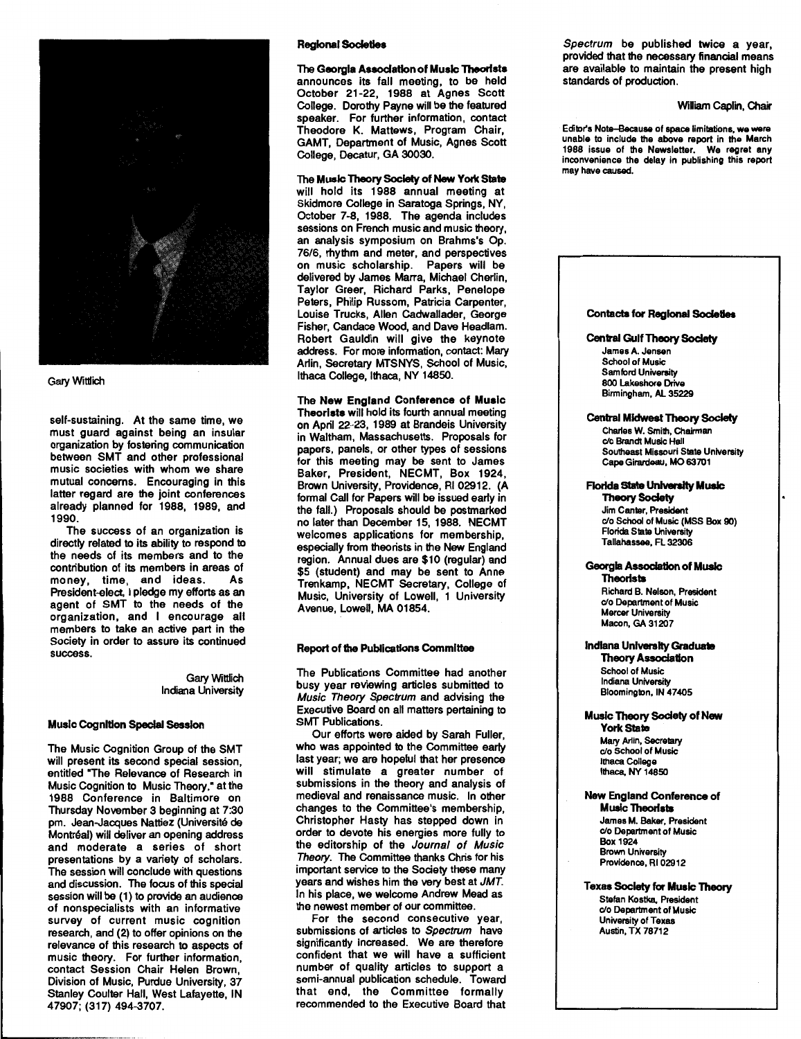Gary Wittlich

self-sustaining. At the same time, we must guard against being an insular organization by fostering communication between SMT and other professional music societies with whom we share mutual concerns. Encouraging in this latter regard are the joint conferences already planned for 1988, 1989, and 1990.

The success of an organization is directly related to its ability to respond to the needs of its members and to the contribution of its members in areas of money, time, and ideas. As President-elect, I pledge my efforts as an agent of SMT to the needs of the organization, and I encourage all members to take an active part in the Society in order to assure its continued success.

Gary Wittlich
Indiana University

### Music Cognition Special Session

The Music Cognition Group of the SMT will present its second special session, entitled "The Relevance of Research in Music Cognition to Music Theory," at the 1988 Conference in Baltimore on Thursday November 3 beginning at 7:30 pm. Jean-Jacques Nattiez (Université de Montréal) will deliver an opening address and moderate a series of short presentations by a variety of scholars. The session will conclude with questions and discussion. The focus of this special session will be (1) to provide an audience of nonspecialists with an informative survey of current music cognition research, and (2) to offer opinions on the relevance of this research to aspects of music theory. For further information, contact Session Chair Helen Brown, Division of Music, Purdue University, 37 Stanley Coulter Hall, West Lafayette, IN 47907; (317) 494-3707.

### Regional Societies

**The Georgia Association of Music Theorists** announces its fall meeting, to be held October 21-22, 1988 at Agnes Scott College. Dorothy Payne will be the featured speaker. For further information, contact Theodore K. Mattews, Program Chair, GAMT, Department of Music, Agnes Scott College, Decatur, GA 30030.

**The Music Theory Society of New York State** will hold its 1988 annual meeting at Skidmore College in Saratoga Springs, NY, October 7-8, 1988. The agenda includes sessions on French music and music theory, an analysis symposium on Brahms's Op. 76/6, rhythm and meter, and perspectives on music scholarship. Papers will be delivered by James Marra, Michael Cherlin, Taylor Greer, Richard Parks, Penelope Peters, Philip Russom, Patricia Carpenter, Louise Trucks, Allen Cadwallader, George Fisher, Candace Wood, and Dave Headlam. Robert Gauldin will give the keynote address. For more information, contact: Mary Arlin, Secretary MTSNYS, School of Music, Ithaca College, Ithaca, NY 14850.

**The New England Conference of Music Theorists** will hold its fourth annual meeting on April 22-23, 1989 at Brandeis University in Waltham, Massachusetts. Proposals for papers, panels, or other types of sessions for this meeting may be sent to James Baker, President, NECMT, Box 1924, Brown University, Providence, RI 02912. (A formal Call for Papers will be issued early in the fall.) Proposals should be postmarked no later than December 15, 1988. NECMT welcomes applications for membership, especially from theorists in the New England region. Annual dues are $10 (regular) and $5 (student) and may be sent to Anne Trenkamp, NECMT Secretary, College of Music, University of Lowell, 1 University Avenue, Lowell, MA 01854.

### Report of the Publications Committee

The Publications Committee had another busy year reviewing articles submitted to *Music Theory Spectrum* and advising the Executive Board on all matters pertaining to SMT Publications.

Our efforts were aided by Sarah Fuller, who was appointed to the Committee early last year; we are hopeful that her presence will stimulate a greater number of submissions in the theory and analysis of medieval and renaissance music. In other changes to the Committee's membership, Christopher Hasty has stepped down in order to devote his energies more fully to the editorship of the *Journal of Music Theory*. The Committee thanks Chris for his important service to the Society these many years and wishes him the very best at *JMT*. In his place, we welcome Andrew Mead as the newest member of our committee.

For the second consecutive year, submissions of articles to *Spectrum* have significantly increased. We are therefore confident that we will have a sufficient number of quality articles to support a semi-annual publication schedule. Toward that end, the Committee formally recommended to the Executive Board that *Spectrum* be published twice a year, provided that the necessary financial means are available to maintain the present high standards of production.

William Caplin, Chair

Editor's Note–Because of space limitations, we were unable to include the above report in the March 1988 issue of the Newsletter. We regret any inconvenience the delay in publishing this report may have caused.

### Contacts for Regional Societies

**Central Gulf Theory Society**
James A. Jensen
School of Music
Samford University
800 Lakeshore Drive
Birmingham, AL 35229

**Central Midwest Theory Society**
Charles W. Smith, Chairman
c/o Brandt Music Hall
Southeast Missouri State University
Cape Girardeau, MO 63701

**Florida State University Music Theory Society**
Jim Canter, President
c/o School of Music (MSS Box 90)
Florida State University
Tallahassee, FL 32306

**Georgia Association of Music Theorists**
Richard B. Nelson, President
c/o Department of Music
Mercer University
Macon, GA 31207

**Indiana University Graduate Theory Association**
School of Music
Indiana University
Bloomington, IN 47405

**Music Theory Society of New York State**
Mary Arlin, Secretary
c/o School of Music
Ithaca College
Ithaca, NY 14850

**New England Conference of Music Theorists**
James M. Baker, President
c/o Department of Music
Box 1924
Brown University
Providence, RI 02912

**Texas Society for Music Theory**
Stefan Kostka, President
c/o Department of Music
University of Texas
Austin, TX 78712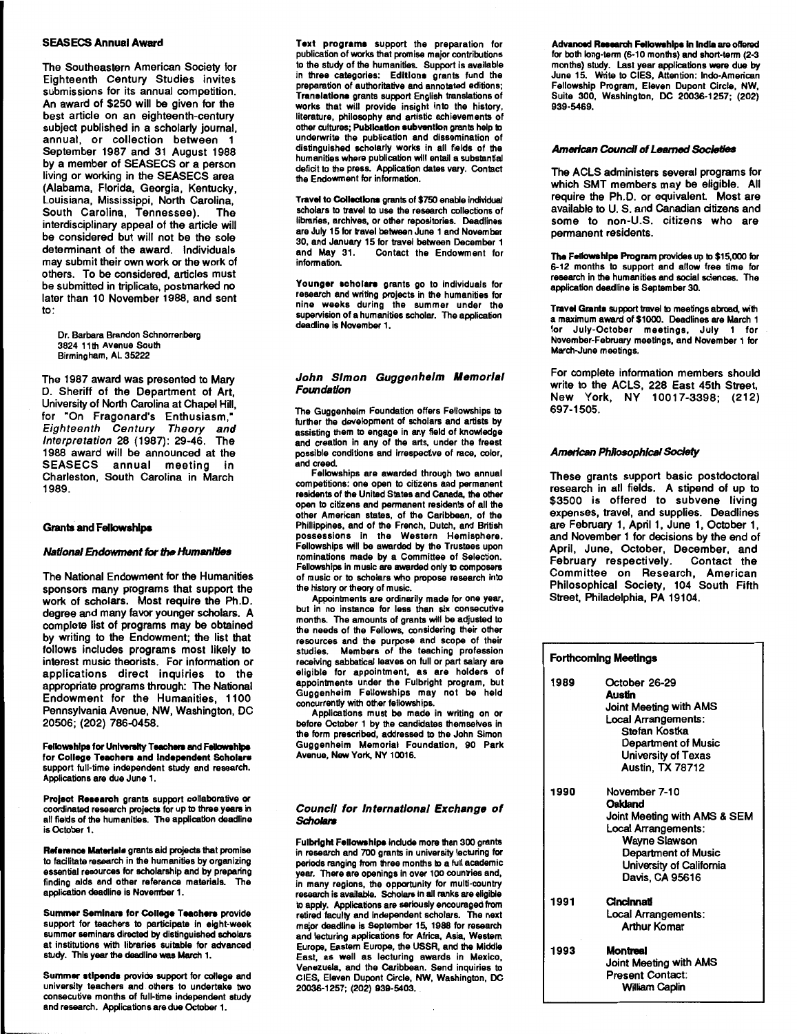### SEASECS Annual Award

The Southeastern American Society for Eighteenth Century Studies invites submissions for its annual competition. An award of $250 will be given for the best article on an eighteenth-century subject published in a scholarly journal, annual, or collection between 1 September 1987 and 31 August 1988 by a member of SEASECS or a person living or working in the SEASECS area (Alabama, Florida, Georgia, Kentucky, Louisiana, Mississippi, North Carolina, South Carolina, Tennessee). The interdisciplinary appeal of the article will be considered but will not be the sole determinant of the award. Individuals may submit their own work or the work of others. To be considered, articles must be submitted in triplicate, postmarked no later than 10 November 1988, and sent to:

Dr. Barbara Brandon Schnorrenberg
3824 11th Avenue South
Birmingham, AL 35222

The 1987 award was presented to Mary D. Sheriff of the Department of Art, University of North Carolina at Chapel Hill, for "On Fragonard's Enthusiasm," *Eighteenth Century Theory and Interpretation* 28 (1987): 29-46. The 1988 award will be announced at the SEASECS annual meeting in Charleston, South Carolina in March 1989.

### Grants and Fellowships

#### *National Endowment for the Humanities*

The National Endowment for the Humanities sponsors many programs that support the work of scholars. Most require the Ph.D. degree and many favor younger scholars. A complete list of programs may be obtained by writing to the Endowment; the list that follows includes programs most likely to interest music theorists. For information or applications direct inquiries to the appropriate programs through: The National Endowment for the Humanities, 1100 Pennsylvania Avenue, NW, Washington, DC 20506; (202) 786-0458.

**Fellowships for University Teachers and Fellowships for College Teachers and Independent Scholars** support full-time independent study and research. Applications are due June 1.

**Project Research** grants support collaborative or coordinated research projects for up to three years in all fields of the humanities. The application deadline is October 1.

**Reference Materials** grants aid projects that promise to facilitate research in the humanities by organizing essential resources for scholarship and by preparing finding aids and other reference materials. The application deadline is November 1.

**Summer Seminars for College Teachers** provide support for teachers to participate in eight-week summer seminars directed by distinguished scholars at institutions with libraries suitable for advanced study. This year the deadline was March 1.

**Summer stipends** provide support for college and university teachers and others to undertake two consecutive months of full-time independent study and research. Applications are due October 1.

**Text programs** support the preparation for publication of works that promise major contributions to the study of the humanities. Support is available in three categories: **Editions** grants fund the preparation of authoritative and annotated editions; **Translations** grants support English translations of works that will provide insight into the history, literature, philosophy and artistic achievements of other cultures; **Publication subvention** grants help to underwrite the publication and dissemination of distinguished scholarly works in all fields of the humanities where publication will entail a substantial deficit to the press. Application dates vary. Contact the Endowment for information.

**Travel to Collections** grants of $750 enable individual scholars to travel to use the research collections of libraries, archives, or other repositories. Deadlines are July 15 for travel between June 1 and November 30, and January 15 for travel between December 1 and May 31. Contact the Endowment for information.

**Younger scholars** grants go to individuals for research and writing projects in the humanities for nine weeks during the summer under the supervision of a humanities scholar. The application deadline is November 1.

#### *John Simon Guggenheim Memorial Foundation*

The Guggenheim Foundation offers Fellowships to further the development of scholars and artists by assisting them to engage in any field of knowledge and creation in any of the arts, under the freest possible conditions and irrespective of race, color, and creed.

Fellowships are awarded through two annual competitions: one open to citizens and permanent residents of the United States and Canada, the other open to citizens and permanent residents of all the other American states, of the Caribbean, of the Phillippines, and of the French, Dutch, and British possessions in the Western Hemisphere. Fellowships will be awarded by the Trustees upon nominations made by a Committee of Selection. Fellowships in music are awarded only to composers of music or to scholars who propose research into the history or theory of music.

Appointments are ordinarily made for one year, but in no instance for less than six consecutive months. The amounts of grants will be adjusted to the needs of the Fellows, considering their other resources and the purpose and scope of their studies. Members of the teaching profession receiving sabbatical leaves on full or part salary are eligible for appointment, as are holders of appointments under the Fulbright program, but Guggenheim Fellowships may not be held concurrently with other fellowships.

Applications must be made in writing on or before October 1 by the candidates themselves in the form prescribed, addressed to the John Simon Guggenheim Memorial Foundation, 90 Park Avenue, New York, NY 10016.

#### *Council for International Exchange of Scholars*

**Fulbright Fellowships** include more than 300 grants in research and 700 grants in university lecturing for periods ranging from three months to a full academic year. There are openings in over 100 countries and, in many regions, the opportunity for multi-country research is available. Scholars in all ranks are eligible to apply. Applications are seriously encouraged from retired faculty and independent scholars. The next major deadline is September 15, 1988 for research and lecturing applications for Africa, Asia, Western Europe, Eastern Europe, the USSR, and the Middle East, as well as lecturing awards in Mexico, Venezuela, and the Caribbean. Send inquiries to CIES, Eleven Dupont Circle, NW, Washington, DC 20036-1257; (202) 939-5403.

**Advanced Research Fellowships in India** are offered for both long-term (6-10 months) and short-term (2-3 months) study. Last year applications were due by June 15. Write to CIES, Attention: Indo-American Fellowship Program, Eleven Dupont Circle, NW, Suite 300, Washington, DC 20036-1257; (202) 939-5469.

#### *American Council of Learned Societies*

The ACLS administers several programs for which SMT members may be eligible. All require the Ph.D. or equivalent. Most are available to U. S. and Canadian citizens and some to non-U.S. citizens who are permanent residents.

**The Fellowships Program** provides up to $15,000 for 6-12 months to support and allow free time for research in the humanities and social sciences. The application deadline is September 30.

**Travel Grants** support travel to meetings abroad, with a maximum award of $1000. Deadlines are March 1 for July-October meetings, July 1 for November-February meetings, and November 1 for March-June meetings.

For complete information members should write to the ACLS, 228 East 45th Street, New York, NY 10017-3398; (212) 697-1505.

#### *American Philosophical Society*

These grants support basic postdoctoral research in all fields. A stipend of up to $3500 is offered to subvene living expenses, travel, and supplies. Deadlines are February 1, April 1, June 1, October 1, and November 1 for decisions by the end of April, June, October, December, and February respectively. Contact the Committee on Research, American Philosophical Society, 104 South Fifth Street, Philadelphia, PA 19104.

### Forthcoming Meetings

| | |
|---|---|
| 1989 | October 26-29<br>**Austin**<br>Joint Meeting with AMS<br>Local Arrangements:<br>Stefan Kostka<br>Department of Music<br>University of Texas<br>Austin, TX 78712 |
| 1990 | November 7-10<br>**Oakland**<br>Joint Meeting with AMS & SEM<br>Local Arrangements:<br>Wayne Slawson<br>Department of Music<br>University of California<br>Davis, CA 95616 |
| 1991 | **Cincinnati**<br>Local Arrangements:<br>Arthur Komar |
| 1993 | **Montreal**<br>Joint Meeting with AMS<br>Present Contact:<br>William Caplin |